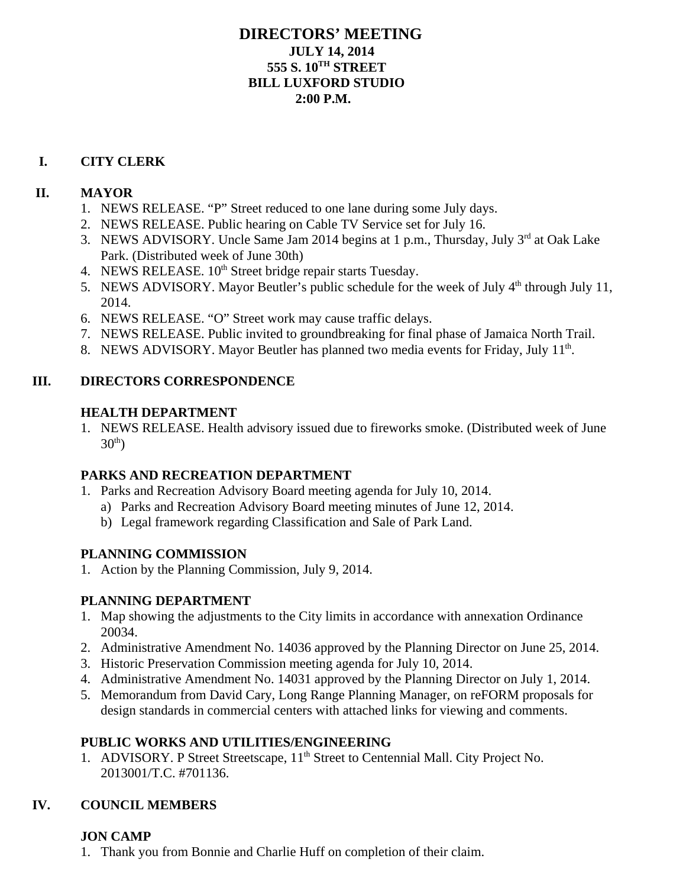# DIRECTORS' MEETING

**JULY 14, 2014**
**555 S. 10TH STREET**
**BILL LUXFORD STUDIO**
**2:00 P.M.**

## I. CITY CLERK

## II. MAYOR

1. NEWS RELEASE. "P" Street reduced to one lane during some July days.
2. NEWS RELEASE. Public hearing on Cable TV Service set for July 16.
3. NEWS ADVISORY. Uncle Same Jam 2014 begins at 1 p.m., Thursday, July 3rd at Oak Lake Park. (Distributed week of June 30th)
4. NEWS RELEASE. 10th Street bridge repair starts Tuesday.
5. NEWS ADVISORY. Mayor Beutler's public schedule for the week of July 4th through July 11, 2014.
6. NEWS RELEASE. "O" Street work may cause traffic delays.
7. NEWS RELEASE. Public invited to groundbreaking for final phase of Jamaica North Trail.
8. NEWS ADVISORY. Mayor Beutler has planned two media events for Friday, July 11th.

## III. DIRECTORS CORRESPONDENCE

### HEALTH DEPARTMENT

1. NEWS RELEASE. Health advisory issued due to fireworks smoke. (Distributed week of June 30th)

### PARKS AND RECREATION DEPARTMENT

1. Parks and Recreation Advisory Board meeting agenda for July 10, 2014.
   a) Parks and Recreation Advisory Board meeting minutes of June 12, 2014.
   b) Legal framework regarding Classification and Sale of Park Land.

### PLANNING COMMISSION

1. Action by the Planning Commission, July 9, 2014.

### PLANNING DEPARTMENT

1. Map showing the adjustments to the City limits in accordance with annexation Ordinance 20034.
2. Administrative Amendment No. 14036 approved by the Planning Director on June 25, 2014.
3. Historic Preservation Commission meeting agenda for July 10, 2014.
4. Administrative Amendment No. 14031 approved by the Planning Director on July 1, 2014.
5. Memorandum from David Cary, Long Range Planning Manager, on reFORM proposals for design standards in commercial centers with attached links for viewing and comments.

### PUBLIC WORKS AND UTILITIES/ENGINEERING

1. ADVISORY. P Street Streetscape, 11th Street to Centennial Mall. City Project No. 2013001/T.C. #701136.

## IV. COUNCIL MEMBERS

### JON CAMP

1. Thank you from Bonnie and Charlie Huff on completion of their claim.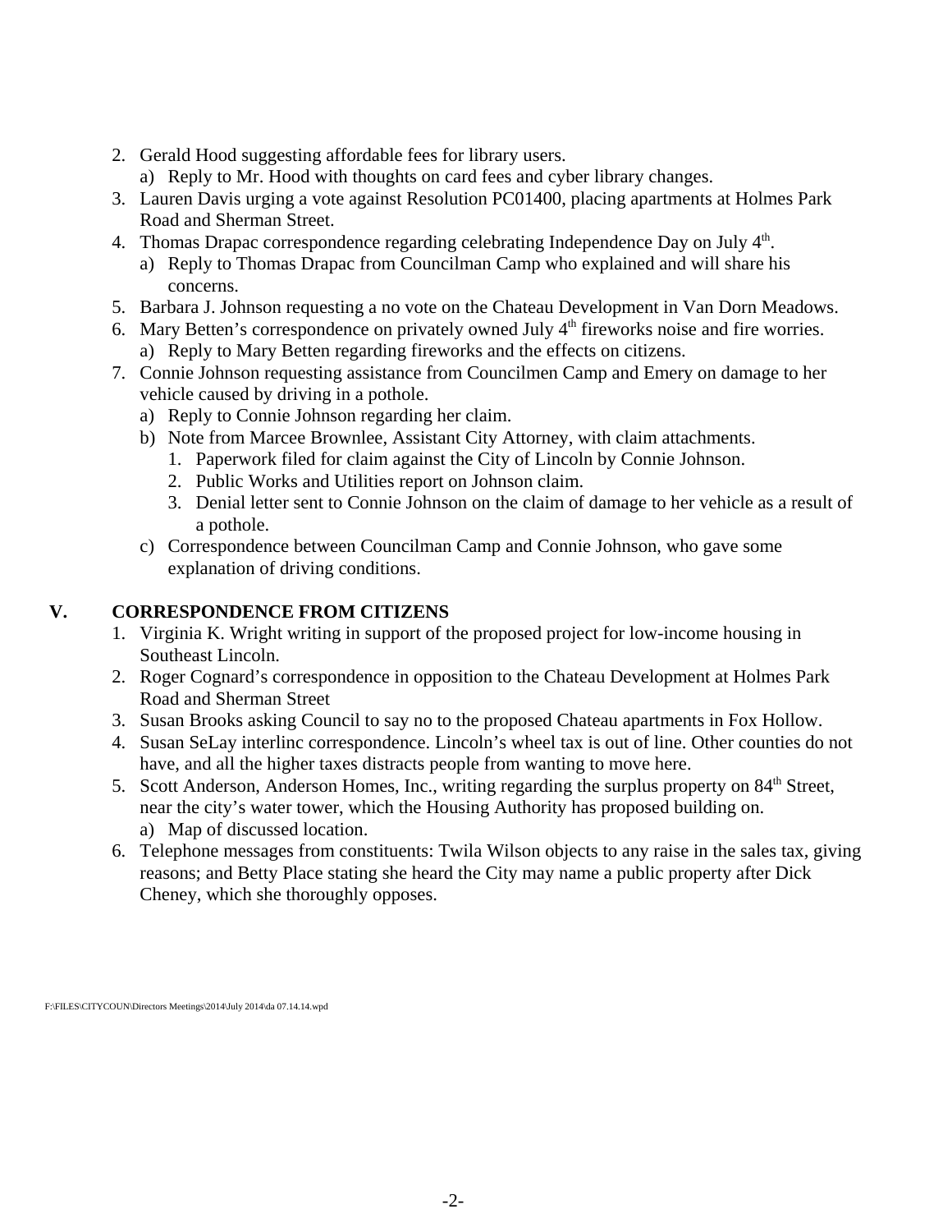2. Gerald Hood suggesting affordable fees for library users.
   a) Reply to Mr. Hood with thoughts on card fees and cyber library changes.
3. Lauren Davis urging a vote against Resolution PC01400, placing apartments at Holmes Park Road and Sherman Street.
4. Thomas Drapac correspondence regarding celebrating Independence Day on July 4th.
   a) Reply to Thomas Drapac from Councilman Camp who explained and will share his concerns.
5. Barbara J. Johnson requesting a no vote on the Chateau Development in Van Dorn Meadows.
6. Mary Betten's correspondence on privately owned July 4th fireworks noise and fire worries.
   a) Reply to Mary Betten regarding fireworks and the effects on citizens.
7. Connie Johnson requesting assistance from Councilmen Camp and Emery on damage to her vehicle caused by driving in a pothole.
   a) Reply to Connie Johnson regarding her claim.
   b) Note from Marcee Brownlee, Assistant City Attorney, with claim attachments.
      1. Paperwork filed for claim against the City of Lincoln by Connie Johnson.
      2. Public Works and Utilities report on Johnson claim.
      3. Denial letter sent to Connie Johnson on the claim of damage to her vehicle as a result of a pothole.
   c) Correspondence between Councilman Camp and Connie Johnson, who gave some explanation of driving conditions.

## V. CORRESPONDENCE FROM CITIZENS

1. Virginia K. Wright writing in support of the proposed project for low-income housing in Southeast Lincoln.
2. Roger Cognard's correspondence in opposition to the Chateau Development at Holmes Park Road and Sherman Street
3. Susan Brooks asking Council to say no to the proposed Chateau apartments in Fox Hollow.
4. Susan SeLay interlinc correspondence. Lincoln's wheel tax is out of line. Other counties do not have, and all the higher taxes distracts people from wanting to move here.
5. Scott Anderson, Anderson Homes, Inc., writing regarding the surplus property on 84th Street, near the city's water tower, which the Housing Authority has proposed building on.
   a) Map of discussed location.
6. Telephone messages from constituents: Twila Wilson objects to any raise in the sales tax, giving reasons; and Betty Place stating she heard the City may name a public property after Dick Cheney, which she thoroughly opposes.

F:\FILES\CITYCOUN\Directors Meetings\2014\July 2014\da 07.14.14.wpd